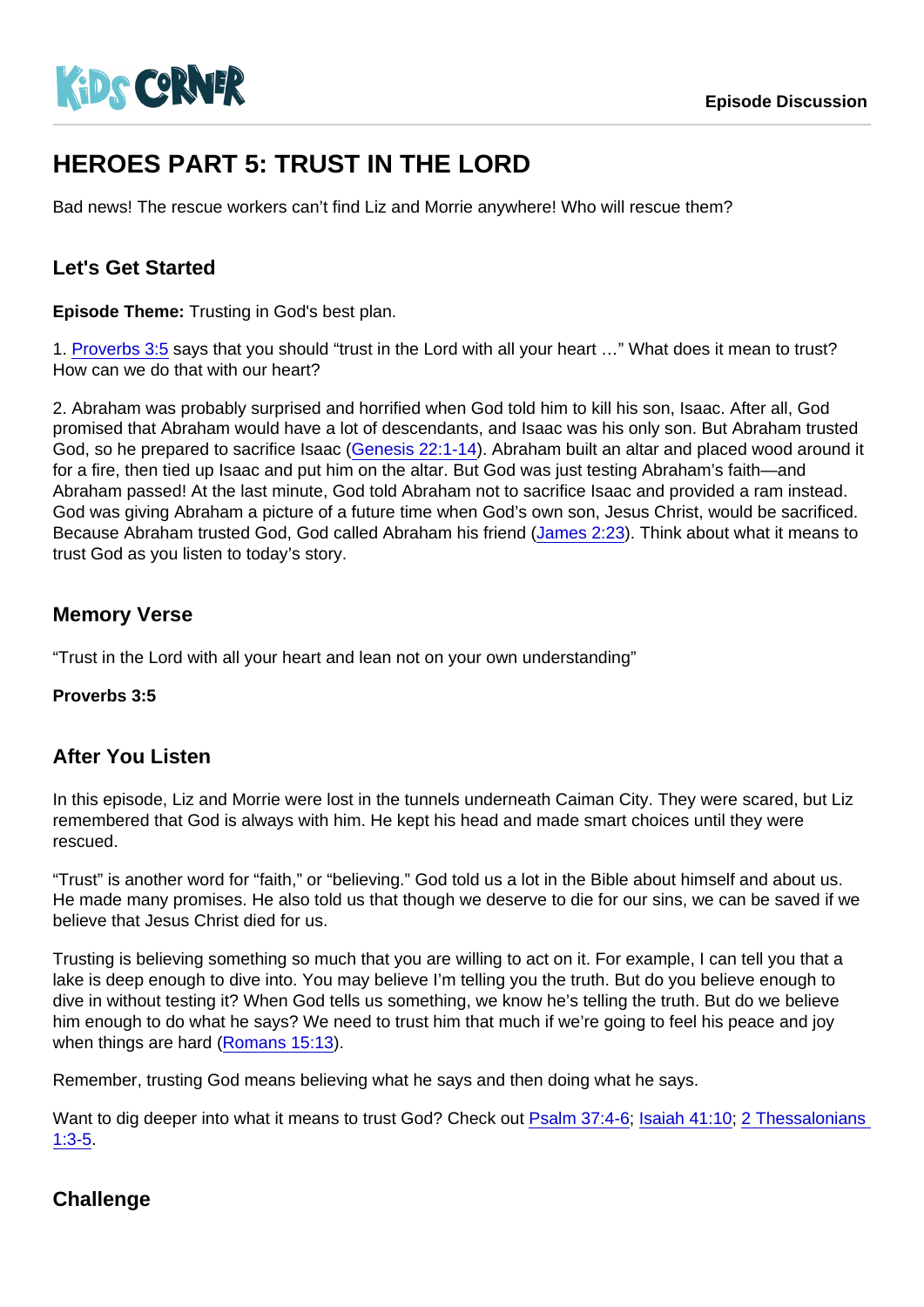Episode Discussion

# HEROES PART 5: TRUST IN THE LORD

Bad news! The rescue workers can't find Liz and Morrie anywhere! Who will rescue them?

## Let's Get Started

**Episode Theme:** Trusting in God's best plan.

1. Proverbs 3:5 says that you should "trust in the Lord with all your heart …" What does it mean to trust? How can we do that with our heart?

2. Abraham was probably surprised and horrified when God told him to kill his son, Isaac. After all, God promised that Abraham would have a lot of descendants, and Isaac was his only son. But Abraham trusted God, so he prepared to sacrifice Isaac (Genesis 22:1-14). Abraham built an altar and placed wood around it for a fire, then tied up Isaac and put him on the altar. But God was just testing Abraham's faith—and Abraham passed! At the last minute, God told Abraham not to sacrifice Isaac and provided a ram instead. God was giving Abraham a picture of a future time when God's own son, Jesus Christ, would be sacrificed. Because Abraham trusted God, God called Abraham his friend (James 2:23). Think about what it means to trust God as you listen to today's story.

## Memory Verse

"Trust in the Lord with all your heart and lean not on your own understanding"

**Proverbs 3:5**

## After You Listen

In this episode, Liz and Morrie were lost in the tunnels underneath Caiman City. They were scared, but Liz remembered that God is always with him. He kept his head and made smart choices until they were rescued.

"Trust" is another word for "faith," or "believing." God told us a lot in the Bible about himself and about us. He made many promises. He also told us that though we deserve to die for our sins, we can be saved if we believe that Jesus Christ died for us.

Trusting is believing something so much that you are willing to act on it. For example, I can tell you that a lake is deep enough to dive into. You may believe I'm telling you the truth. But do you believe enough to dive in without testing it? When God tells us something, we know he's telling the truth. But do we believe him enough to do what he says? We need to trust him that much if we're going to feel his peace and joy when things are hard (Romans 15:13).

Remember, trusting God means believing what he says and then doing what he says.

Want to dig deeper into what it means to trust God? Check out Psalm 37:4-6; Isaiah 41:10; 2 Thessalonians 1:3-5.

## Challenge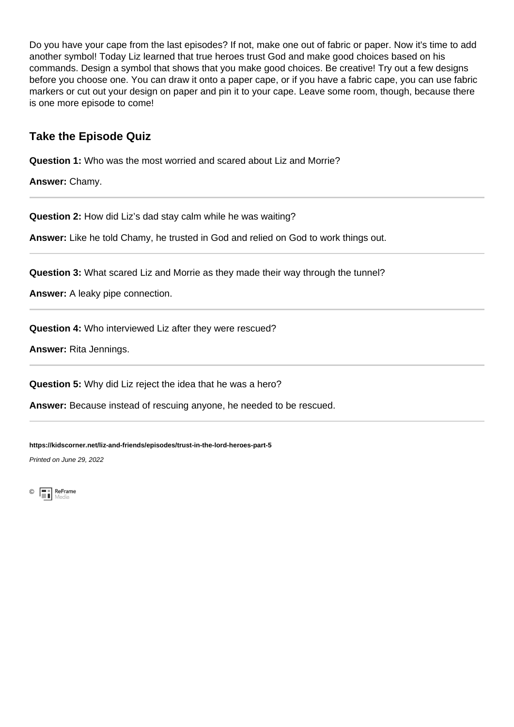Do you have your cape from the last episodes? If not, make one out of fabric or paper. Now it's time to add another symbol! Today Liz learned that true heroes trust God and make good choices based on his commands. Design a symbol that shows that you make good choices. Be creative! Try out a few designs before you choose one. You can draw it onto a paper cape, or if you have a fabric cape, you can use fabric markers or cut out your design on paper and pin it to your cape. Leave some room, though, because there is one more episode to come!

## Take the Episode Quiz

**Question 1:** Who was the most worried and scared about Liz and Morrie?

**Answer:** Chamy.

---

**Question 2:** How did Liz's dad stay calm while he was waiting?

**Answer:** Like he told Chamy, he trusted in God and relied on God to work things out.

---

**Question 3:** What scared Liz and Morrie as they made their way through the tunnel?

**Answer:** A leaky pipe connection.

---

**Question 4:** Who interviewed Liz after they were rescued?

**Answer:** Rita Jennings.

---

**Question 5:** Why did Liz reject the idea that he was a hero?

**Answer:** Because instead of rescuing anyone, he needed to be rescued.

---

**https://kidscorner.net/liz-and-friends/episodes/trust-in-the-lord-heroes-part-5**

*Printed on June 29, 2022*

© ReFrame Media